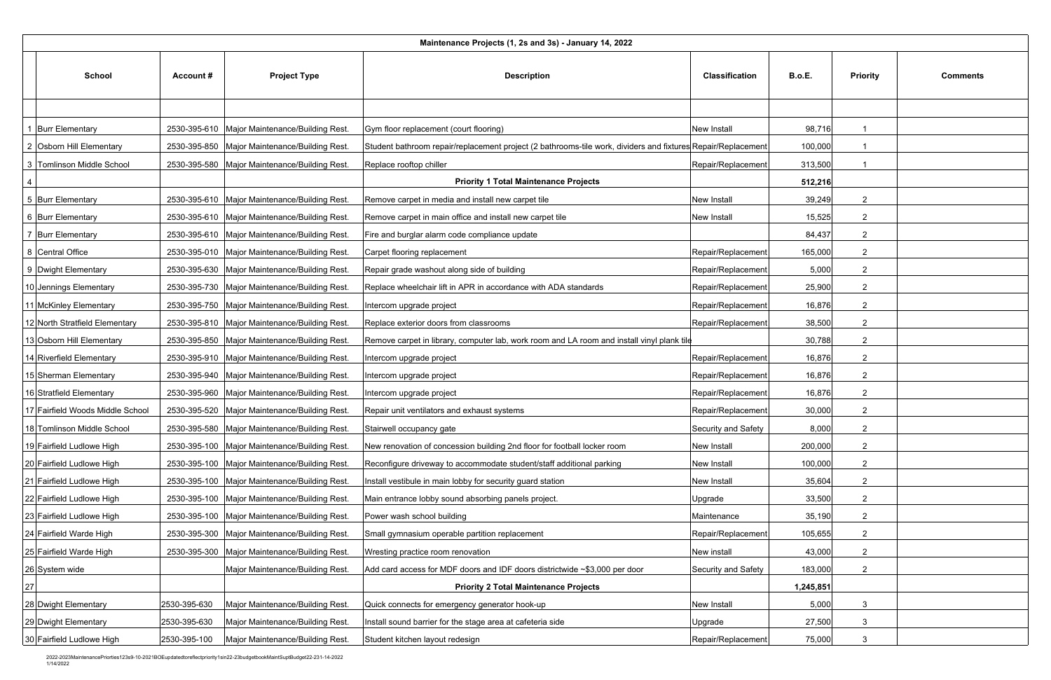| | Maintenance Projects (1, 2s and 3s) - January 14, 2022 | | | | | | | |
|---|---|---|---|---|---|---|---|---|
| | **School** | **Account #** | **Project Type** | **Description** | **Classification** | **B.o.E.** | **Priority** | **Comments** |
| | | | | | | | | |
| 1 | Burr Elementary | 2530-395-610 | Major Maintenance/Building Rest. | Gym floor replacement (court flooring) | New Install | 98,716 | 1 | |
| 2 | Osborn Hill Elementary | 2530-395-850 | Major Maintenance/Building Rest. | Student bathroom repair/replacement project (2 bathrooms-tile work, dividers and fixtures | Repair/Replacement | 100,000 | 1 | |
| 3 | Tomlinson Middle School | 2530-395-580 | Major Maintenance/Building Rest. | Replace rooftop chiller | Repair/Replacement | 313,500 | 1 | |
| 4 | | | | **Priority 1 Total Maintenance Projects** | | **512,216** | | |
| 5 | Burr Elementary | 2530-395-610 | Major Maintenance/Building Rest. | Remove carpet in media and install new carpet tile | New Install | 39,249 | 2 | |
| 6 | Burr Elementary | 2530-395-610 | Major Maintenance/Building Rest. | Remove carpet in main office and install new carpet tile | New Install | 15,525 | 2 | |
| 7 | Burr Elementary | 2530-395-610 | Major Maintenance/Building Rest. | Fire and burglar alarm code compliance update | | 84,437 | 2 | |
| 8 | Central Office | 2530-395-010 | Major Maintenance/Building Rest. | Carpet flooring replacement | Repair/Replacement | 165,000 | 2 | |
| 9 | Dwight Elementary | 2530-395-630 | Major Maintenance/Building Rest. | Repair grade washout along side of building | Repair/Replacement | 5,000 | 2 | |
| 10 | Jennings Elementary | 2530-395-730 | Major Maintenance/Building Rest. | Replace wheelchair lift in APR in accordance with ADA standards | Repair/Replacement | 25,900 | 2 | |
| 11 | McKinley Elementary | 2530-395-750 | Major Maintenance/Building Rest. | Intercom upgrade project | Repair/Replacement | 16,876 | 2 | |
| 12 | North Stratfield Elementary | 2530-395-810 | Major Maintenance/Building Rest. | Replace exterior doors from classrooms | Repair/Replacement | 38,500 | 2 | |
| 13 | Osborn Hill Elementary | 2530-395-850 | Major Maintenance/Building Rest. | Remove carpet in library, computer lab, work room and LA room and install vinyl plank tile | | 30,788 | 2 | |
| 14 | Riverfield Elementary | 2530-395-910 | Major Maintenance/Building Rest. | Intercom upgrade project | Repair/Replacement | 16,876 | 2 | |
| 15 | Sherman Elementary | 2530-395-940 | Major Maintenance/Building Rest. | Intercom upgrade project | Repair/Replacement | 16,876 | 2 | |
| 16 | Stratfield Elementary | 2530-395-960 | Major Maintenance/Building Rest. | Intercom upgrade project | Repair/Replacement | 16,876 | 2 | |
| 17 | Fairfield Woods Middle School | 2530-395-520 | Major Maintenance/Building Rest. | Repair unit ventilators and exhaust systems | Repair/Replacement | 30,000 | 2 | |
| 18 | Tomlinson Middle School | 2530-395-580 | Major Maintenance/Building Rest. | Stairwell occupancy gate | Security and Safety | 8,000 | 2 | |
| 19 | Fairfield Ludlowe High | 2530-395-100 | Major Maintenance/Building Rest. | New renovation of concession building 2nd floor for football locker room | New Install | 200,000 | 2 | |
| 20 | Fairfield Ludlowe High | 2530-395-100 | Major Maintenance/Building Rest. | Reconfigure driveway to accommodate student/staff additional parking | New Install | 100,000 | 2 | |
| 21 | Fairfield Ludlowe High | 2530-395-100 | Major Maintenance/Building Rest. | Install vestibule in main lobby for security guard station | New Install | 35,604 | 2 | |
| 22 | Fairfield Ludlowe High | 2530-395-100 | Major Maintenance/Building Rest. | Main entrance lobby sound absorbing panels project. | Upgrade | 33,500 | 2 | |
| 23 | Fairfield Ludlowe High | 2530-395-100 | Major Maintenance/Building Rest. | Power wash school building | Maintenance | 35,190 | 2 | |
| 24 | Fairfield Warde High | 2530-395-300 | Major Maintenance/Building Rest. | Small gymnasium operable partition replacement | Repair/Replacement | 105,655 | 2 | |
| 25 | Fairfield Warde High | 2530-395-300 | Major Maintenance/Building Rest. | Wresting practice room renovation | New install | 43,000 | 2 | |
| 26 | System wide | | Major Maintenance/Building Rest. | Add card access for MDF doors and IDF doors districtwide ~$3,000 per door | Security and Safety | 183,000 | 2 | |
| 27 | | | | **Priority 2 Total Maintenance Projects** | | **1,245,851** | | |
| 28 | Dwight Elementary | 2530-395-630 | Major Maintenance/Building Rest. | Quick connects for emergency generator hook-up | New Install | 5,000 | 3 | |
| 29 | Dwight Elementary | 2530-395-630 | Major Maintenance/Building Rest. | Install sound barrier for the stage area at cafeteria side | Upgrade | 27,500 | 3 | |
| 30 | Fairfield Ludlowe High | 2530-395-100 | Major Maintenance/Building Rest. | Student kitchen layout redesign | Repair/Replacement | 75,000 | 3 | |

2022-2023MaintenancePriorties123s9-10-2021BOEupdatedtoreflectpriority1sin22-23budgetbookMaintSuptBudget22-231-14-2022
1/14/2022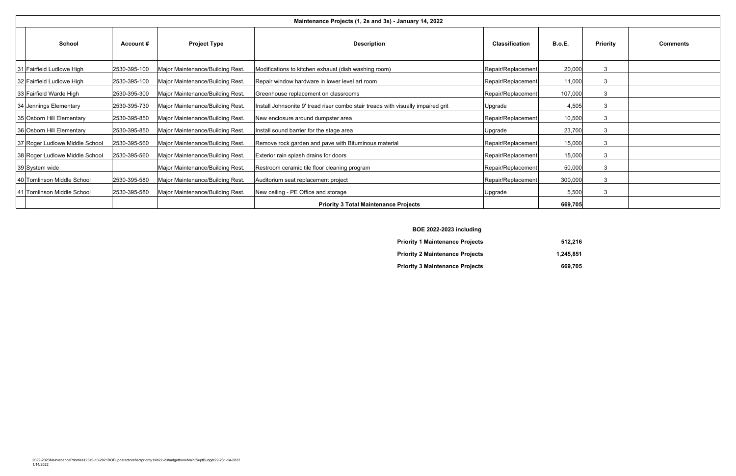| | School | Account # | Project Type | Description | Classification | B.o.E. | Priority | Comments |
|---|---|---|---|---|---|---|---|---|
| | | | | **Maintenance Projects (1, 2s and 3s) - January 14, 2022** | | | | |
| 31 | Fairfield Ludlowe High | 2530-395-100 | Major Maintenance/Building Rest. | Modifications to kitchen exhaust (dish washing room) | Repair/Replacement | 20,000 | 3 | |
| 32 | Fairfield Ludlowe High | 2530-395-100 | Major Maintenance/Building Rest. | Repair window hardware in lower level art room | Repair/Replacement | 11,000 | 3 | |
| 33 | Fairfield Warde High | 2530-395-300 | Major Maintenance/Building Rest. | Greenhouse replacement on classrooms | Repair/Replacement | 107,000 | 3 | |
| 34 | Jennings Elementary | 2530-395-730 | Major Maintenance/Building Rest. | Install Johnsonite 9' tread riser combo stair treads with visually impaired grit | Upgrade | 4,505 | 3 | |
| 35 | Osborn Hill Elementary | 2530-395-850 | Major Maintenance/Building Rest. | New enclosure around dumpster area | Repair/Replacement | 10,500 | 3 | |
| 36 | Osborn Hill Elementary | 2530-395-850 | Major Maintenance/Building Rest. | Install sound barrier for the stage area | Upgrade | 23,700 | 3 | |
| 37 | Roger Ludlowe Middle School | 2530-395-560 | Major Maintenance/Building Rest. | Remove rock garden and pave with Bituminous material | Repair/Replacement | 15,000 | 3 | |
| 38 | Roger Ludlowe Middle School | 2530-395-560 | Major Maintenance/Building Rest. | Exterior rain splash drains for doors | Repair/Replacement | 15,000 | 3 | |
| 39 | System wide | | Major Maintenance/Building Rest. | Restroom ceramic tile floor cleaning program | Repair/Replacement | 50,000 | 3 | |
| 40 | Tomlinson Middle School | 2530-395-580 | Major Maintenance/Building Rest. | Auditorium seat replacement project | Repair/Replacement | 300,000 | 3 | |
| 41 | Tomlinson Middle School | 2530-395-580 | Major Maintenance/Building Rest. | New ceiling - PE Office and storage | Upgrade | 5,500 | 3 | |
| | | | | **Priority 3 Total Maintenance Projects** | | **669,705** | | |

| | |
|---|---|
| **BOE 2022-2023 including** | |
| **Priority 1 Maintenance Projects** | **512,216** |
| **Priority 2 Maintenance Projects** | **1,245,851** |
| **Priority 3 Maintenance Projects** | **669,705** |

2022-2023MaintenancePriorties123s9-10-2021BOEupdatedtoreflectpriority1sin22-23budgetbookMaintSuptBudget22-231-14-2022
1/14/2022